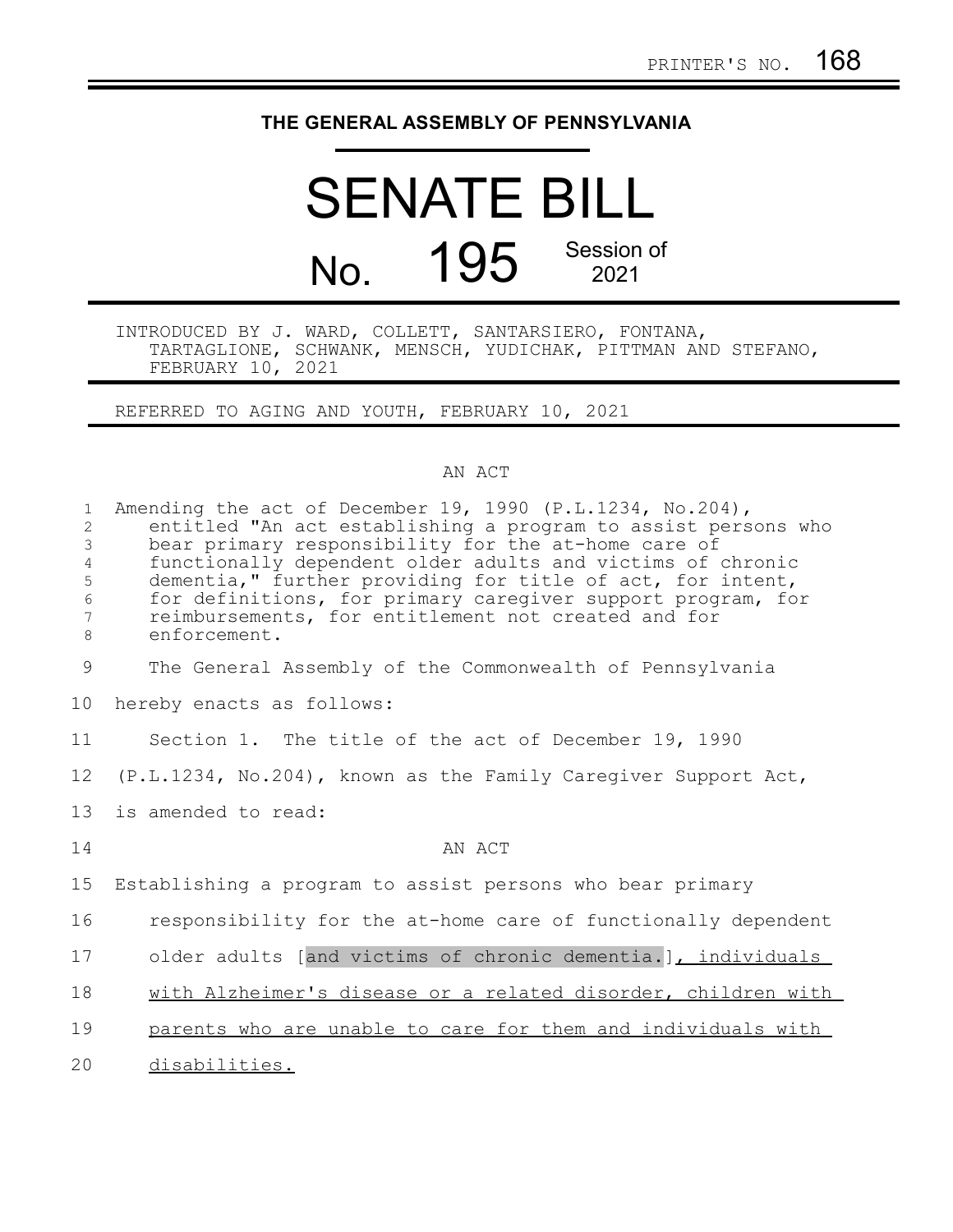PRINTER'S NO. 168

# THE GENERAL ASSEMBLY OF PENNSYLVANIA

# SENATE BILL

## No. 195 Session of 2021

INTRODUCED BY J. WARD, COLLETT, SANTARSIERO, FONTANA, TARTAGLIONE, SCHWANK, MENSCH, YUDICHAK, PITTMAN AND STEFANO, FEBRUARY 10, 2021

REFERRED TO AGING AND YOUTH, FEBRUARY 10, 2021

AN ACT

Amending the act of December 19, 1990 (P.L.1234, No.204), entitled "An act establishing a program to assist persons who bear primary responsibility for the at-home care of functionally dependent older adults and victims of chronic dementia," further providing for title of act, for intent, for definitions, for primary caregiver support program, for reimbursements, for entitlement not created and for enforcement.

The General Assembly of the Commonwealth of Pennsylvania hereby enacts as follows:

Section 1. The title of the act of December 19, 1990 (P.L.1234, No.204), known as the Family Caregiver Support Act, is amended to read:

AN ACT

Establishing a program to assist persons who bear primary responsibility for the at-home care of functionally dependent older adults [and victims of chronic dementia.], individuals with Alzheimer's disease or a related disorder, children with parents who are unable to care for them and individuals with disabilities.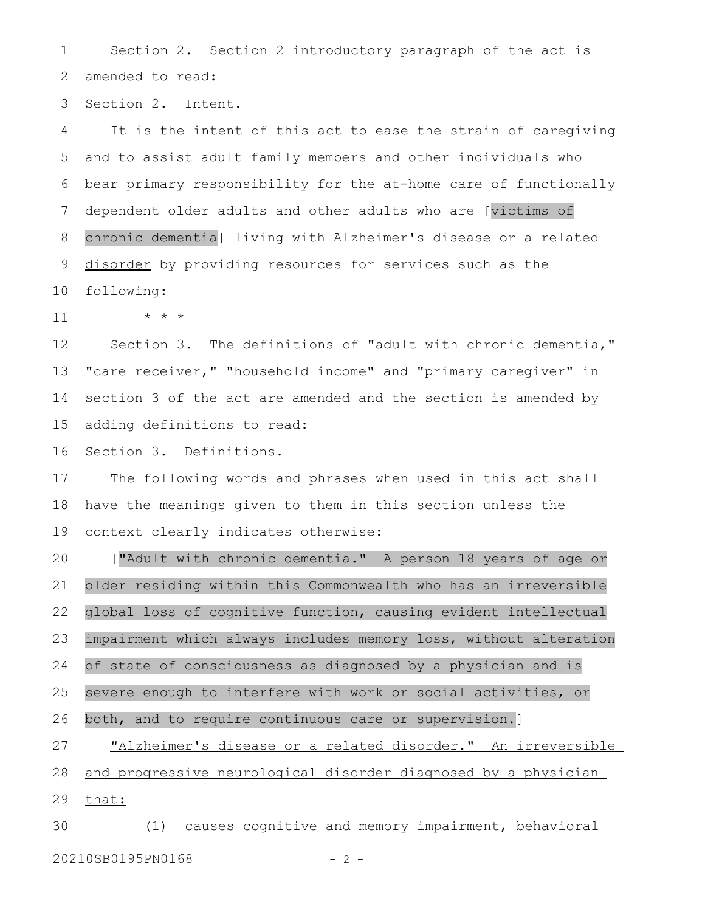Section 2. Section 2 introductory paragraph of the act is amended to read:

Section 2. Intent.

It is the intent of this act to ease the strain of caregiving and to assist adult family members and other individuals who bear primary responsibility for the at-home care of functionally dependent older adults and other adults who are [victims of chronic dementia] <u>living with Alzheimer's disease or a related disorder</u> by providing resources for services such as the following:

\* \* \*

Section 3. The definitions of "adult with chronic dementia," "care receiver," "household income" and "primary caregiver" in section 3 of the act are amended and the section is amended by adding definitions to read:

Section 3. Definitions.

The following words and phrases when used in this act shall have the meanings given to them in this section unless the context clearly indicates otherwise:

["Adult with chronic dementia." A person 18 years of age or older residing within this Commonwealth who has an irreversible global loss of cognitive function, causing evident intellectual impairment which always includes memory loss, without alteration of state of consciousness as diagnosed by a physician and is severe enough to interfere with work or social activities, or both, and to require continuous care or supervision.]

<u>"Alzheimer's disease or a related disorder." An irreversible and progressive neurological disorder diagnosed by a physician that:</u>

<u>(1) causes cognitive and memory impairment, behavioral</u>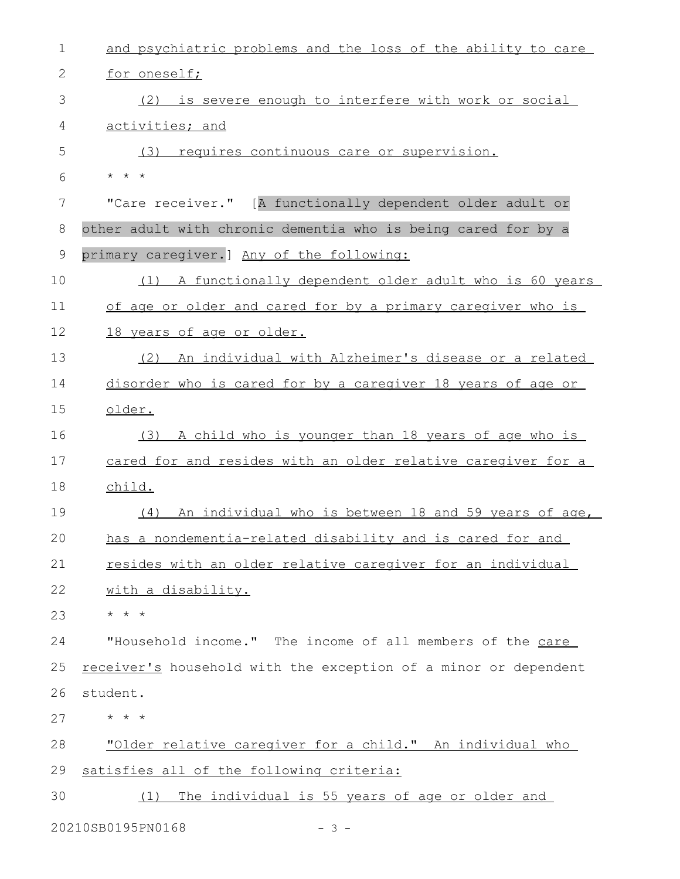and psychiatric problems and the loss of the ability to care for oneself;

(2) is severe enough to interfere with work or social activities; and

(3) requires continuous care or supervision.

* * *

"Care receiver." [A functionally dependent older adult or other adult with chronic dementia who is being cared for by a primary caregiver.] Any of the following:

(1) A functionally dependent older adult who is 60 years of age or older and cared for by a primary caregiver who is 18 years of age or older.

(2) An individual with Alzheimer's disease or a related disorder who is cared for by a caregiver 18 years of age or older.

(3) A child who is younger than 18 years of age who is cared for and resides with an older relative caregiver for a child.

(4) An individual who is between 18 and 59 years of age, has a nondementia-related disability and is cared for and resides with an older relative caregiver for an individual with a disability.

* * *

"Household income." The income of all members of the care receiver's household with the exception of a minor or dependent student.

* * *

"Older relative caregiver for a child." An individual who satisfies all of the following criteria:

(1) The individual is 55 years of age or older and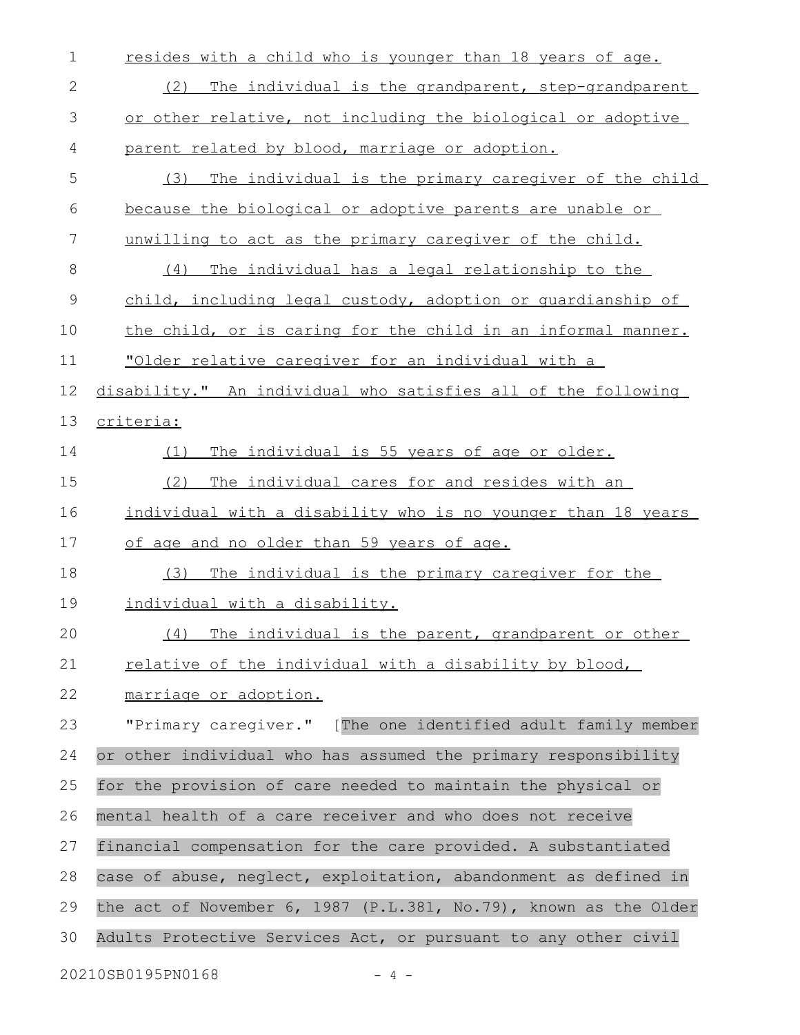resides with a child who is younger than 18 years of age.

(2) The individual is the grandparent, step-grandparent or other relative, not including the biological or adoptive parent related by blood, marriage or adoption.

(3) The individual is the primary caregiver of the child because the biological or adoptive parents are unable or unwilling to act as the primary caregiver of the child.

(4) The individual has a legal relationship to the child, including legal custody, adoption or guardianship of the child, or is caring for the child in an informal manner.

"Older relative caregiver for an individual with a disability." An individual who satisfies all of the following criteria:

(1) The individual is 55 years of age or older.

(2) The individual cares for and resides with an individual with a disability who is no younger than 18 years of age and no older than 59 years of age.

(3) The individual is the primary caregiver for the individual with a disability.

(4) The individual is the parent, grandparent or other relative of the individual with a disability by blood, marriage or adoption.

"Primary caregiver." [The one identified adult family member or other individual who has assumed the primary responsibility for the provision of care needed to maintain the physical or mental health of a care receiver and who does not receive financial compensation for the care provided. A substantiated case of abuse, neglect, exploitation, abandonment as defined in the act of November 6, 1987 (P.L.381, No.79), known as the Older Adults Protective Services Act, or pursuant to any other civil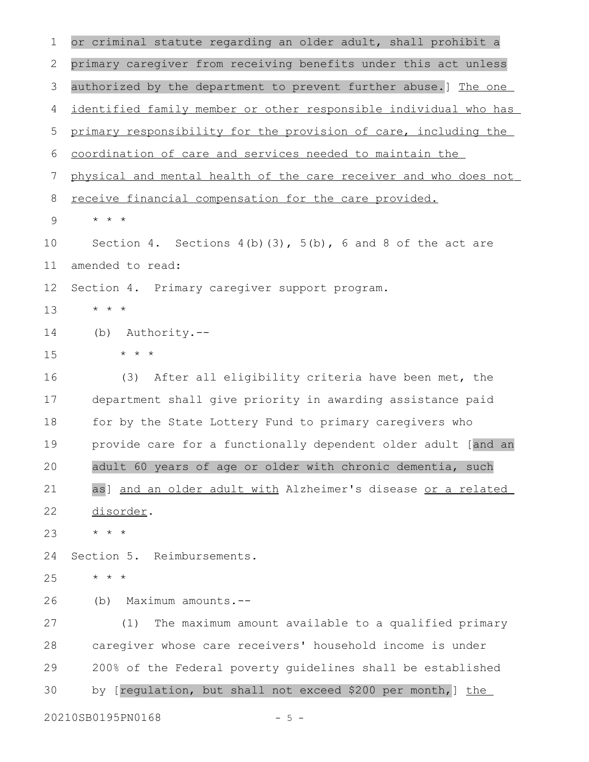or criminal statute regarding an older adult, shall prohibit a primary caregiver from receiving benefits under this act unless authorized by the department to prevent further abuse.] <u>The one identified family member or other responsible individual who has primary responsibility for the provision of care, including the coordination of care and services needed to maintain the physical and mental health of the care receiver and who does not receive financial compensation for the care provided.</u>

\* \* \*

Section 4. Sections 4(b)(3), 5(b), 6 and 8 of the act are amended to read:

Section 4. Primary caregiver support program.

\* \* \*

(b) Authority.--

\* \* \*

(3) After all eligibility criteria have been met, the department shall give priority in awarding assistance paid for by the State Lottery Fund to primary caregivers who provide care for a functionally dependent older adult [and an adult 60 years of age or older with chronic dementia, such as] <u>and an older adult with</u> Alzheimer's disease <u>or a related disorder</u>.

\* \* \*

Section 5. Reimbursements.

\* \* \*

(b) Maximum amounts.--

(1) The maximum amount available to a qualified primary caregiver whose care receivers' household income is under 200% of the Federal poverty guidelines shall be established by [regulation, but shall not exceed $200 per month,] <u>the</u>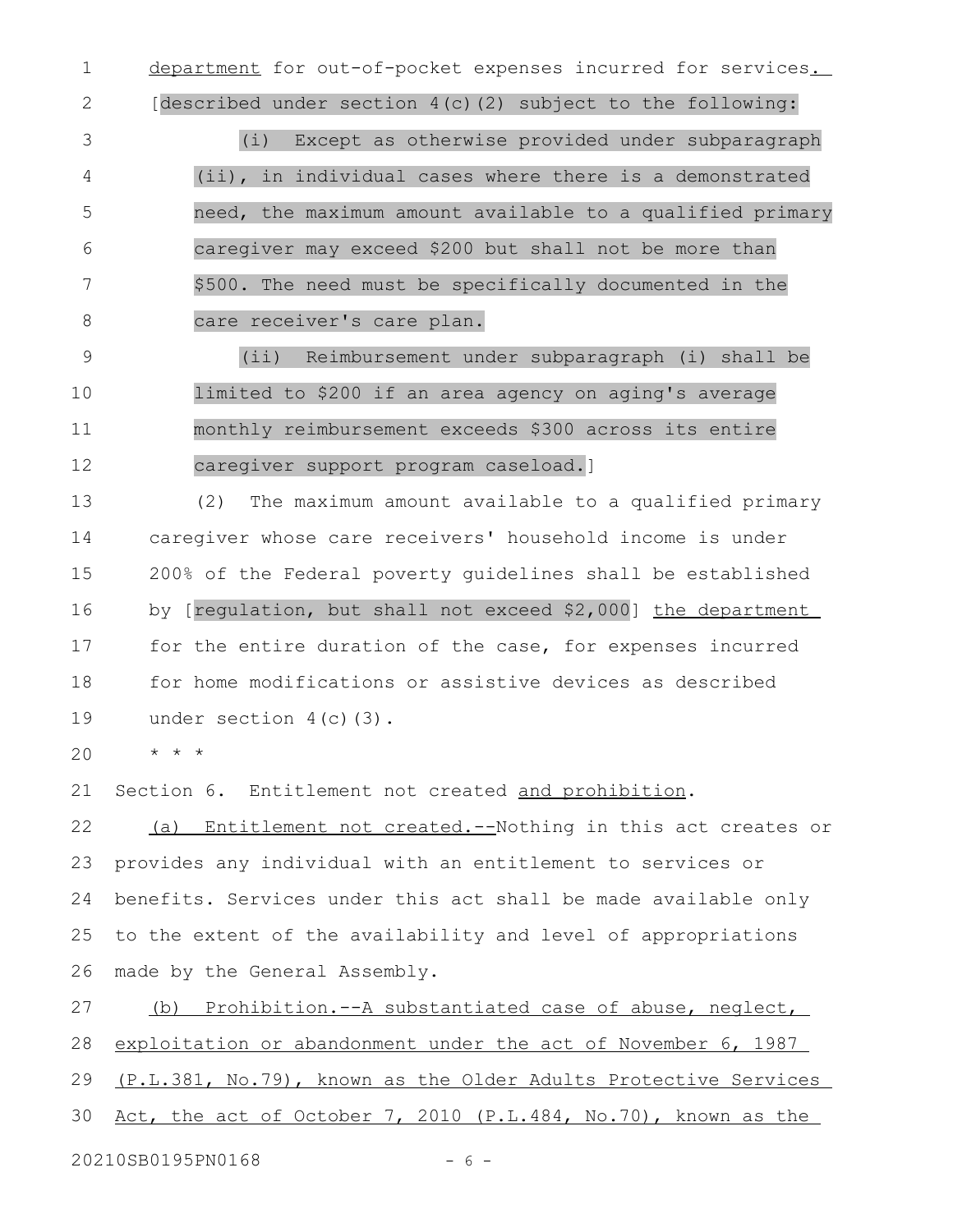department for out-of-pocket expenses incurred for services. [described under section 4(c)(2) subject to the following:

(i) Except as otherwise provided under subparagraph (ii), in individual cases where there is a demonstrated need, the maximum amount available to a qualified primary caregiver may exceed $200 but shall not be more than $500. The need must be specifically documented in the care receiver's care plan.

(ii) Reimbursement under subparagraph (i) shall be limited to $200 if an area agency on aging's average monthly reimbursement exceeds $300 across its entire caregiver support program caseload.]

(2) The maximum amount available to a qualified primary caregiver whose care receivers' household income is under 200% of the Federal poverty guidelines shall be established by [regulation, but shall not exceed $2,000] the department for the entire duration of the case, for expenses incurred for home modifications or assistive devices as described under section 4(c)(3).

\* \* \*

Section 6. Entitlement not created and prohibition.

(a) Entitlement not created.--Nothing in this act creates or provides any individual with an entitlement to services or benefits. Services under this act shall be made available only to the extent of the availability and level of appropriations made by the General Assembly.

(b) Prohibition.--A substantiated case of abuse, neglect, exploitation or abandonment under the act of November 6, 1987 (P.L.381, No.79), known as the Older Adults Protective Services Act, the act of October 7, 2010 (P.L.484, No.70), known as the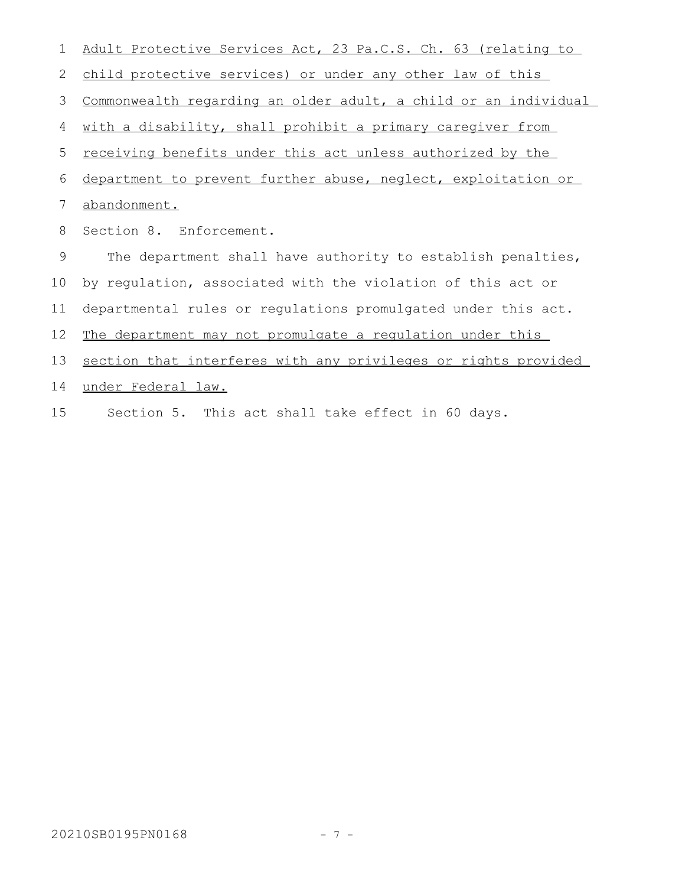Adult Protective Services Act, 23 Pa.C.S. Ch. 63 (relating to child protective services) or under any other law of this Commonwealth regarding an older adult, a child or an individual with a disability, shall prohibit a primary caregiver from receiving benefits under this act unless authorized by the department to prevent further abuse, neglect, exploitation or abandonment.

Section 8. Enforcement.

The department shall have authority to establish penalties, by regulation, associated with the violation of this act or departmental rules or regulations promulgated under this act. The department may not promulgate a regulation under this section that interferes with any privileges or rights provided under Federal law.

Section 5. This act shall take effect in 60 days.